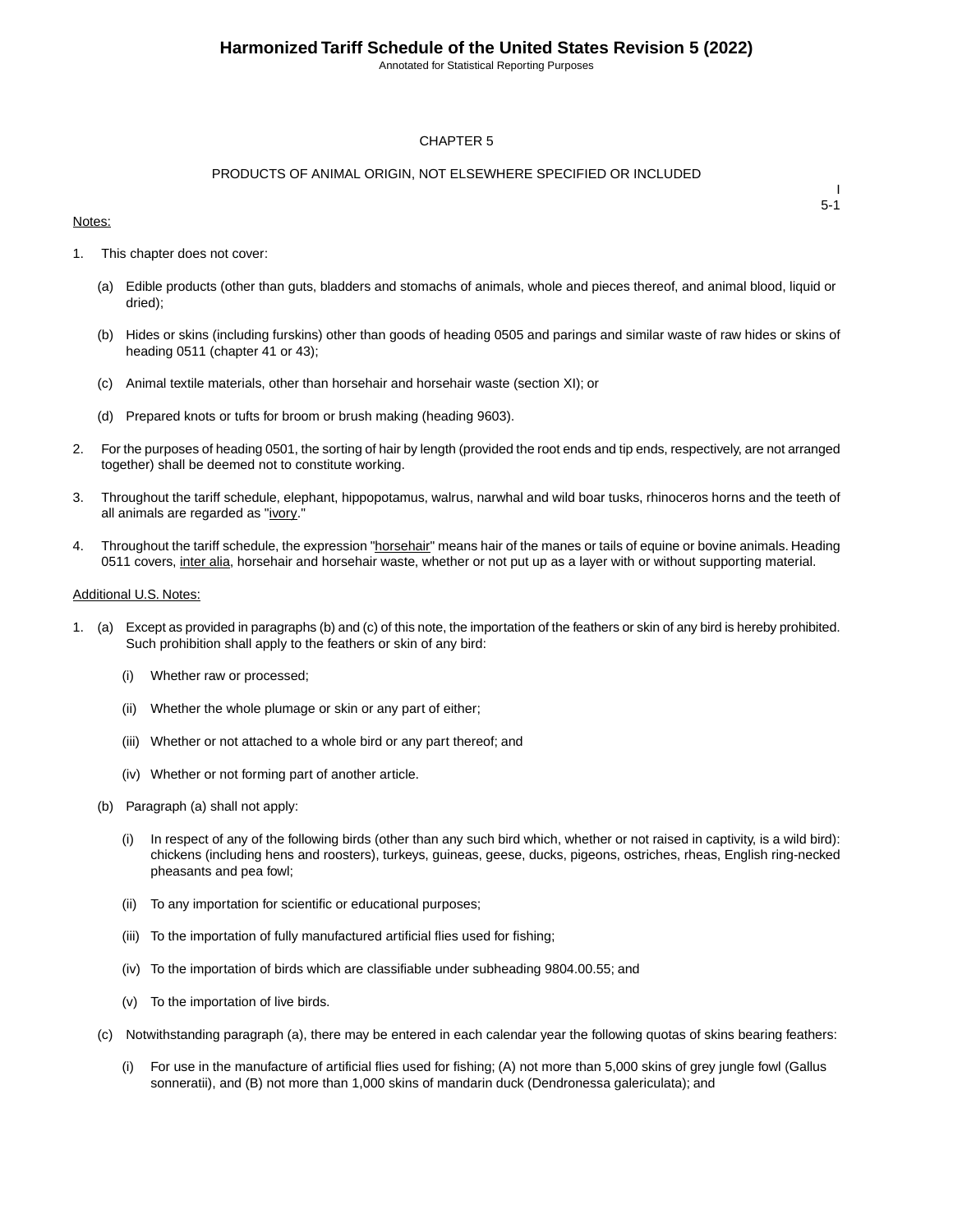# CHAPTER 5

## PRODUCTS OF ANIMAL ORIGIN, NOT ELSEWHERE SPECIFIED OR INCLUDED

Notes:

1. This chapter does not cover:

   (a) Edible products (other than guts, bladders and stomachs of animals, whole and pieces thereof, and animal blood, liquid or dried);

   (b) Hides or skins (including furskins) other than goods of heading 0505 and parings and similar waste of raw hides or skins of heading 0511 (chapter 41 or 43);

   (c) Animal textile materials, other than horsehair and horsehair waste (section XI); or

   (d) Prepared knots or tufts for broom or brush making (heading 9603).

2. For the purposes of heading 0501, the sorting of hair by length (provided the root ends and tip ends, respectively, are not arranged together) shall be deemed not to constitute working.

3. Throughout the tariff schedule, elephant, hippopotamus, walrus, narwhal and wild boar tusks, rhinoceros horns and the teeth of all animals are regarded as "ivory."

4. Throughout the tariff schedule, the expression "horsehair" means hair of the manes or tails of equine or bovine animals. Heading 0511 covers, inter alia, horsehair and horsehair waste, whether or not put up as a layer with or without supporting material.

Additional U.S. Notes:

1. (a) Except as provided in paragraphs (b) and (c) of this note, the importation of the feathers or skin of any bird is hereby prohibited. Such prohibition shall apply to the feathers or skin of any bird:

   (i) Whether raw or processed;

   (ii) Whether the whole plumage or skin or any part of either;

   (iii) Whether or not attached to a whole bird or any part thereof; and

   (iv) Whether or not forming part of another article.

   (b) Paragraph (a) shall not apply:

   (i) In respect of any of the following birds (other than any such bird which, whether or not raised in captivity, is a wild bird): chickens (including hens and roosters), turkeys, guineas, geese, ducks, pigeons, ostriches, rheas, English ring-necked pheasants and pea fowl;

   (ii) To any importation for scientific or educational purposes;

   (iii) To the importation of fully manufactured artificial flies used for fishing;

   (iv) To the importation of birds which are classifiable under subheading 9804.00.55; and

   (v) To the importation of live birds.

   (c) Notwithstanding paragraph (a), there may be entered in each calendar year the following quotas of skins bearing feathers:

   (i) For use in the manufacture of artificial flies used for fishing; (A) not more than 5,000 skins of grey jungle fowl (Gallus sonneratii), and (B) not more than 1,000 skins of mandarin duck (Dendronessa galericulata); and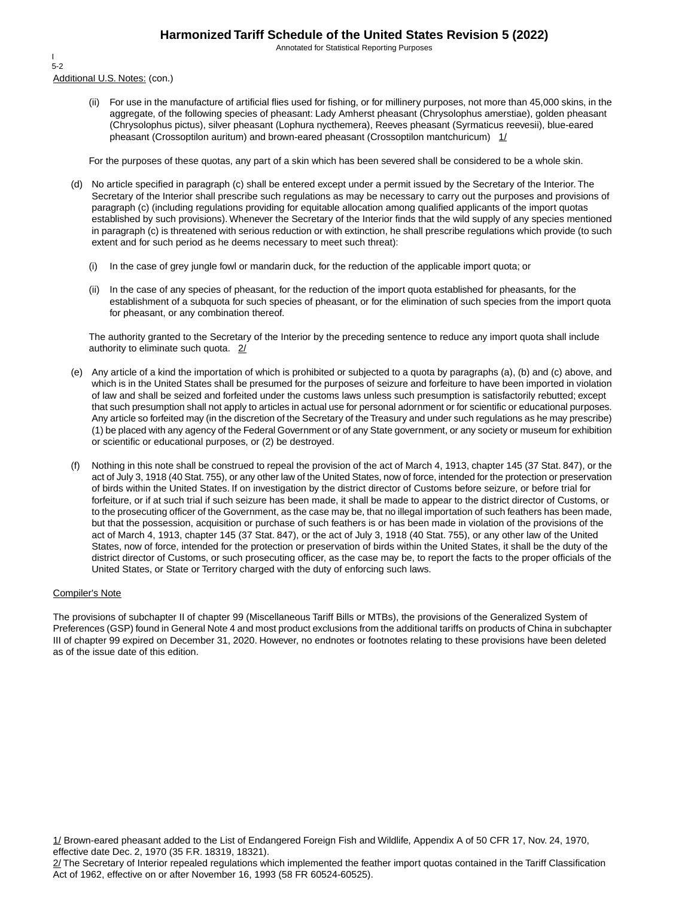Additional U.S. Notes: (con.)

(ii) For use in the manufacture of artificial flies used for fishing, or for millinery purposes, not more than 45,000 skins, in the aggregate, of the following species of pheasant: Lady Amherst pheasant (Chrysolophus amerstiae), golden pheasant (Chrysolophus pictus), silver pheasant (Lophura nycthemera), Reeves pheasant (Syrmaticus reevesii), blue-eared pheasant (Crossoptilon auritum) and brown-eared pheasant (Crossoptilon mantchuricum) 1/

For the purposes of these quotas, any part of a skin which has been severed shall be considered to be a whole skin.

(d) No article specified in paragraph (c) shall be entered except under a permit issued by the Secretary of the Interior. The Secretary of the Interior shall prescribe such regulations as may be necessary to carry out the purposes and provisions of paragraph (c) (including regulations providing for equitable allocation among qualified applicants of the import quotas established by such provisions). Whenever the Secretary of the Interior finds that the wild supply of any species mentioned in paragraph (c) is threatened with serious reduction or with extinction, he shall prescribe regulations which provide (to such extent and for such period as he deems necessary to meet such threat):

(i) In the case of grey jungle fowl or mandarin duck, for the reduction of the applicable import quota; or

(ii) In the case of any species of pheasant, for the reduction of the import quota established for pheasants, for the establishment of a subquota for such species of pheasant, or for the elimination of such species from the import quota for pheasant, or any combination thereof.

The authority granted to the Secretary of the Interior by the preceding sentence to reduce any import quota shall include authority to eliminate such quota. 2/

(e) Any article of a kind the importation of which is prohibited or subjected to a quota by paragraphs (a), (b) and (c) above, and which is in the United States shall be presumed for the purposes of seizure and forfeiture to have been imported in violation of law and shall be seized and forfeited under the customs laws unless such presumption is satisfactorily rebutted; except that such presumption shall not apply to articles in actual use for personal adornment or for scientific or educational purposes. Any article so forfeited may (in the discretion of the Secretary of the Treasury and under such regulations as he may prescribe) (1) be placed with any agency of the Federal Government or of any State government, or any society or museum for exhibition or scientific or educational purposes, or (2) be destroyed.

(f) Nothing in this note shall be construed to repeal the provision of the act of March 4, 1913, chapter 145 (37 Stat. 847), or the act of July 3, 1918 (40 Stat. 755), or any other law of the United States, now of force, intended for the protection or preservation of birds within the United States. If on investigation by the district director of Customs before seizure, or before trial for forfeiture, or if at such trial if such seizure has been made, it shall be made to appear to the district director of Customs, or to the prosecuting officer of the Government, as the case may be, that no illegal importation of such feathers has been made, but that the possession, acquisition or purchase of such feathers is or has been made in violation of the provisions of the act of March 4, 1913, chapter 145 (37 Stat. 847), or the act of July 3, 1918 (40 Stat. 755), or any other law of the United States, now of force, intended for the protection or preservation of birds within the United States, it shall be the duty of the district director of Customs, or such prosecuting officer, as the case may be, to report the facts to the proper officials of the United States, or State or Territory charged with the duty of enforcing such laws.

Compiler's Note

The provisions of subchapter II of chapter 99 (Miscellaneous Tariff Bills or MTBs), the provisions of the Generalized System of Preferences (GSP) found in General Note 4 and most product exclusions from the additional tariffs on products of China in subchapter III of chapter 99 expired on December 31, 2020. However, no endnotes or footnotes relating to these provisions have been deleted as of the issue date of this edition.

1/ Brown-eared pheasant added to the List of Endangered Foreign Fish and Wildlife, Appendix A of 50 CFR 17, Nov. 24, 1970, effective date Dec. 2, 1970 (35 F.R. 18319, 18321).
2/ The Secretary of Interior repealed regulations which implemented the feather import quotas contained in the Tariff Classification Act of 1962, effective on or after November 16, 1993 (58 FR 60524-60525).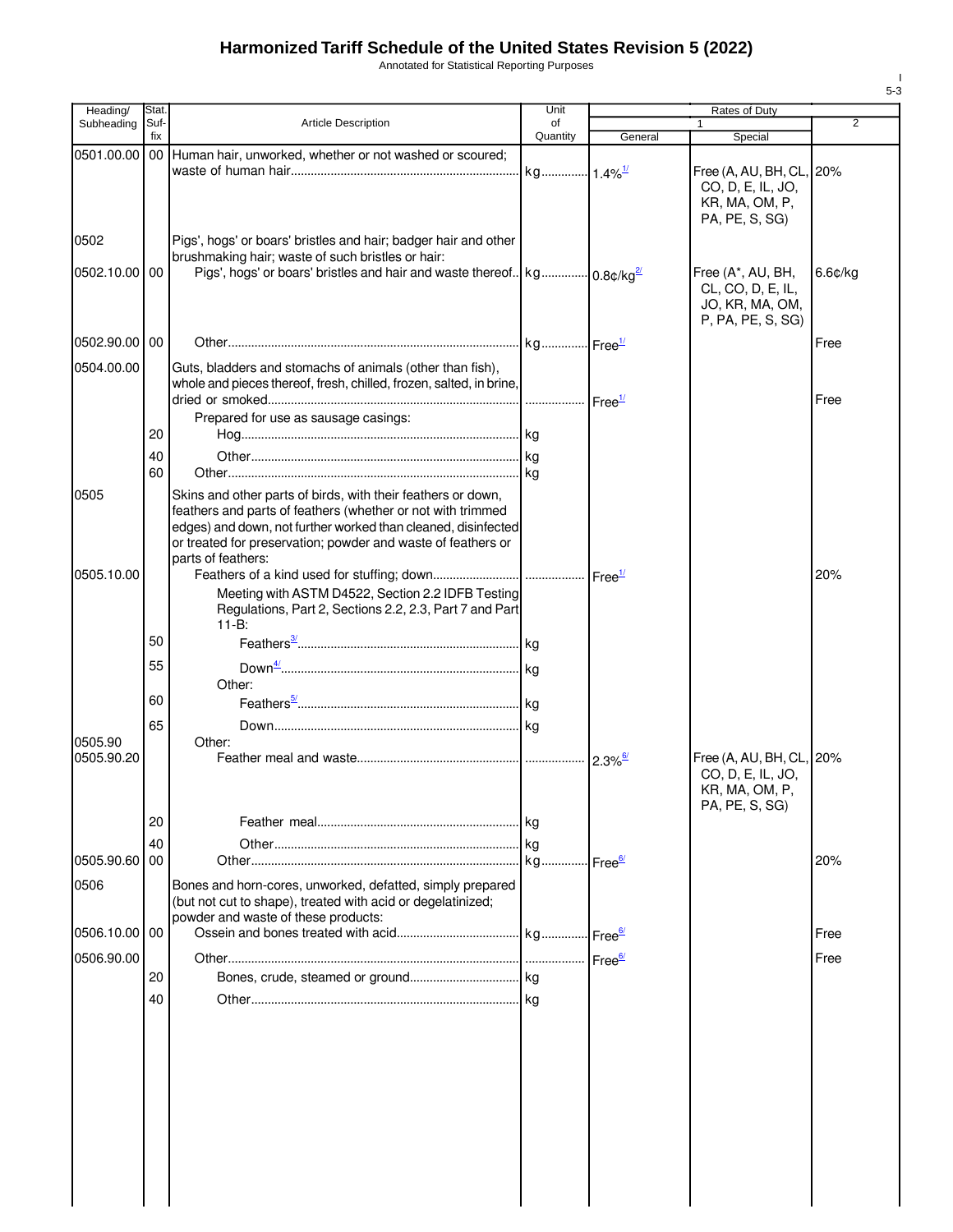# Harmonized Tariff Schedule of the United States Revision 5 (2022)

Annotated for Statistical Reporting Purposes

| Heading/ Subheading | Stat. Suf- fix | Article Description | Unit of Quantity | Rates of Duty 1 General | Rates of Duty 1 Special | Rates of Duty 2 |
|---|---|---|---|---|---|---|
| 0501.00.00 | 00 | Human hair, unworked, whether or not washed or scoured; waste of human hair | kg | 1.4%[1/] | Free (A, AU, BH, CL, CO, D, E, IL, JO, KR, MA, OM, P, PA, PE, S, SG) | 20% |
| 0502 | | Pigs', hogs' or boars' bristles and hair; badger hair and other brushmaking hair; waste of such bristles or hair: | | | | |
| 0502.10.00 | 00 | Pigs', hogs' or boars' bristles and hair and waste thereof | kg | 0.8¢/kg[2/] | Free (A*, AU, BH, CL, CO, D, E, IL, JO, KR, MA, OM, P, PA, PE, S, SG) | 6.6¢/kg |
| 0502.90.00 | 00 | Other | kg | Free[1/] | | Free |
| 0504.00.00 | | Guts, bladders and stomachs of animals (other than fish), whole and pieces thereof, fresh, chilled, frozen, salted, in brine, dried or smoked | | Free[1/] | | Free |
| | | Prepared for use as sausage casings: | | | | |
| | 20 | Hog | kg | | | |
| | 40 | Other | kg | | | |
| | 60 | Other | kg | | | |
| 0505 | | Skins and other parts of birds, with their feathers or down, feathers and parts of feathers (whether or not with trimmed edges) and down, not further worked than cleaned, disinfected or treated for preservation; powder and waste of feathers or parts of feathers: | | | | |
| 0505.10.00 | | Feathers of a kind used for stuffing; down | | Free[1/] | | 20% |
| | | Meeting with ASTM D4522, Section 2.2 IDFB Testing Regulations, Part 2, Sections 2.2, 2.3, Part 7 and Part 11-B: | | | | |
| | 50 | Feathers[3/] | kg | | | |
| | 55 | Down[4/] | kg | | | |
| | | Other: | | | | |
| | 60 | Feathers[5/] | kg | | | |
| | 65 | Down | kg | | | |
| 0505.90 | | Other: | | | | |
| 0505.90.20 | | Feather meal and waste | | 2.3%[6/] | Free (A, AU, BH, CL, CO, D, E, IL, JO, KR, MA, OM, P, PA, PE, S, SG) | 20% |
| | 20 | Feather meal | kg | | | |
| | 40 | Other | kg | | | |
| 0505.90.60 | 00 | Other | kg | Free[6/] | | 20% |
| 0506 | | Bones and horn-cores, unworked, defatted, simply prepared (but not cut to shape), treated with acid or degelatinized; powder and waste of these products: | | | | |
| 0506.10.00 | 00 | Ossein and bones treated with acid | kg | Free[6/] | | Free |
| 0506.90.00 | | Other | | Free[6/] | | Free |
| | 20 | Bones, crude, steamed or ground | kg | | | |
| | 40 | Other | kg | | | |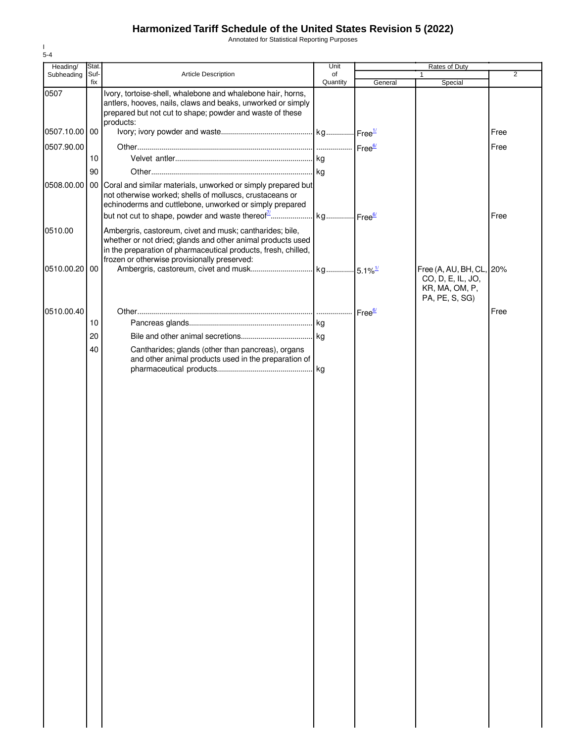# Harmonized Tariff Schedule of the United States Revision 5 (2022)

Annotated for Statistical Reporting Purposes

| Heading/ Subheading | Stat. Suf- fix | Article Description | Unit of Quantity | Rates of Duty 1 General | Special | 2 |
|---|---|---|---|---|---|---|
| 0507 | | Ivory, tortoise-shell, whalebone and whalebone hair, horns, antlers, hooves, nails, claws and beaks, unworked or simply prepared but not cut to shape; powder and waste of these products: | | | | |
| 0507.10.00 | 00 | Ivory; ivory powder and waste | kg | Free[1/] | | Free |
| 0507.90.00 | | Other | | Free[6/] | | Free |
| | 10 | Velvet antler | kg | | | |
| | 90 | Other | kg | | | |
| 0508.00.00 | 00 | Coral and similar materials, unworked or simply prepared but not otherwise worked; shells of molluscs, crustaceans or echinoderms and cuttlebone, unworked or simply prepared but not cut to shape, powder and waste thereof[7/] | kg | Free[6/] | | Free |
| 0510.00 | | Ambergris, castoreum, civet and musk; cantharides; bile, whether or not dried; glands and other animal products used in the preparation of pharmaceutical products, fresh, chilled, frozen or otherwise provisionally preserved: | | | | |
| 0510.00.20 | 00 | Ambergris, castoreum, civet and musk | kg | 5.1%[1/] | Free (A, AU, BH, CL, CO, D, E, IL, JO, KR, MA, OM, P, PA, PE, S, SG) | 20% |
| 0510.00.40 | | Other | | Free[6/] | | Free |
| | 10 | Pancreas glands | kg | | | |
| | 20 | Bile and other animal secretions | kg | | | |
| | 40 | Cantharides; glands (other than pancreas), organs and other animal products used in the preparation of pharmaceutical products | kg | | | |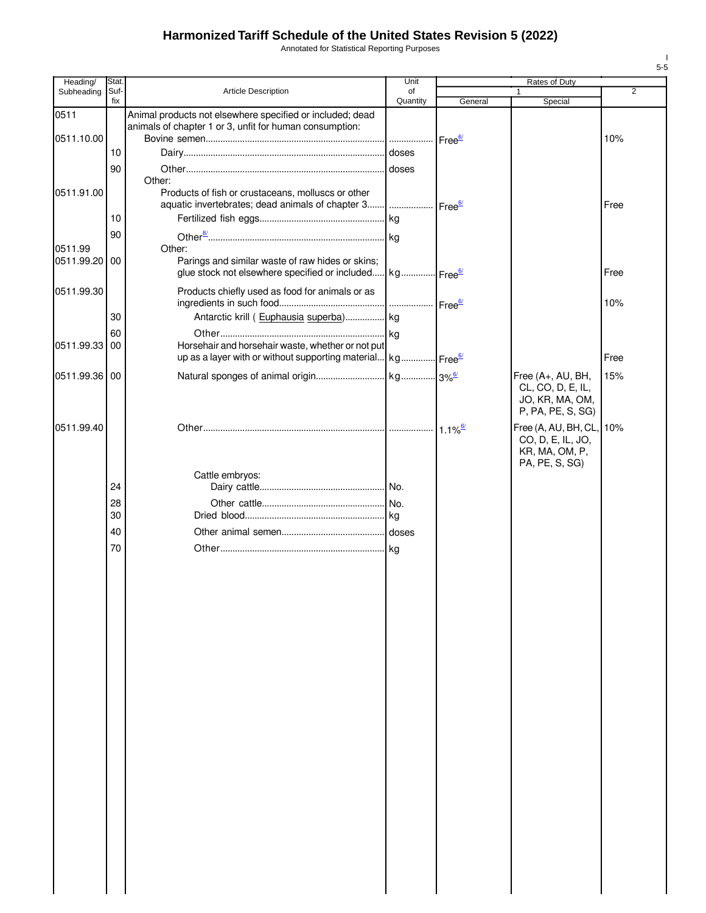# Harmonized Tariff Schedule of the United States Revision 5 (2022)

Annotated for Statistical Reporting Purposes

| Heading/ Subheading | Stat. Suf- fix | Article Description | Unit of Quantity | Rates of Duty 1 General | Special | 2 |
|---|---|---|---|---|---|---|
| 0511 | | Animal products not elsewhere specified or included; dead animals of chapter 1 or 3, unfit for human consumption: | | | | |
| 0511.10.00 | | Bovine semen | | Free[6/] | | 10% |
| | 10 | Dairy | doses | | | |
| | 90 | Other | doses | | | |
| | | Other: | | | | |
| 0511.91.00 | | Products of fish or crustaceans, molluscs or other aquatic invertebrates; dead animals of chapter 3 | | Free[6/] | | Free |
| | 10 | Fertilized fish eggs | kg | | | |
| | 90 | Other[8/] | kg | | | |
| 0511.99 | | Other: | | | | |
| 0511.99.20 | 00 | Parings and similar waste of raw hides or skins; glue stock not elsewhere specified or included | kg | Free[6/] | | Free |
| 0511.99.30 | | Products chiefly used as food for animals or as ingredients in such food | | Free[6/] | | 10% |
| | 30 | Antarctic krill ( Euphausia superba) | kg | | | |
| | 60 | Other | kg | | | |
| 0511.99.33 | 00 | Horsehair and horsehair waste, whether or not put up as a layer with or without supporting material | kg | Free[6/] | | Free |
| 0511.99.36 | 00 | Natural sponges of animal origin | kg | 3%[6/] | Free (A+, AU, BH, CL, CO, D, E, IL, JO, KR, MA, OM, P, PA, PE, S, SG) | 15% |
| 0511.99.40 | | Other | | 1.1%[6/] | Free (A, AU, BH, CL, CO, D, E, IL, JO, KR, MA, OM, P, PA, PE, S, SG) | 10% |
| | | Cattle embryos: | | | | |
| | 24 | Dairy cattle | No. | | | |
| | 28 | Other cattle | No. | | | |
| | 30 | Dried blood | kg | | | |
| | 40 | Other animal semen | doses | | | |
| | 70 | Other | kg | | | |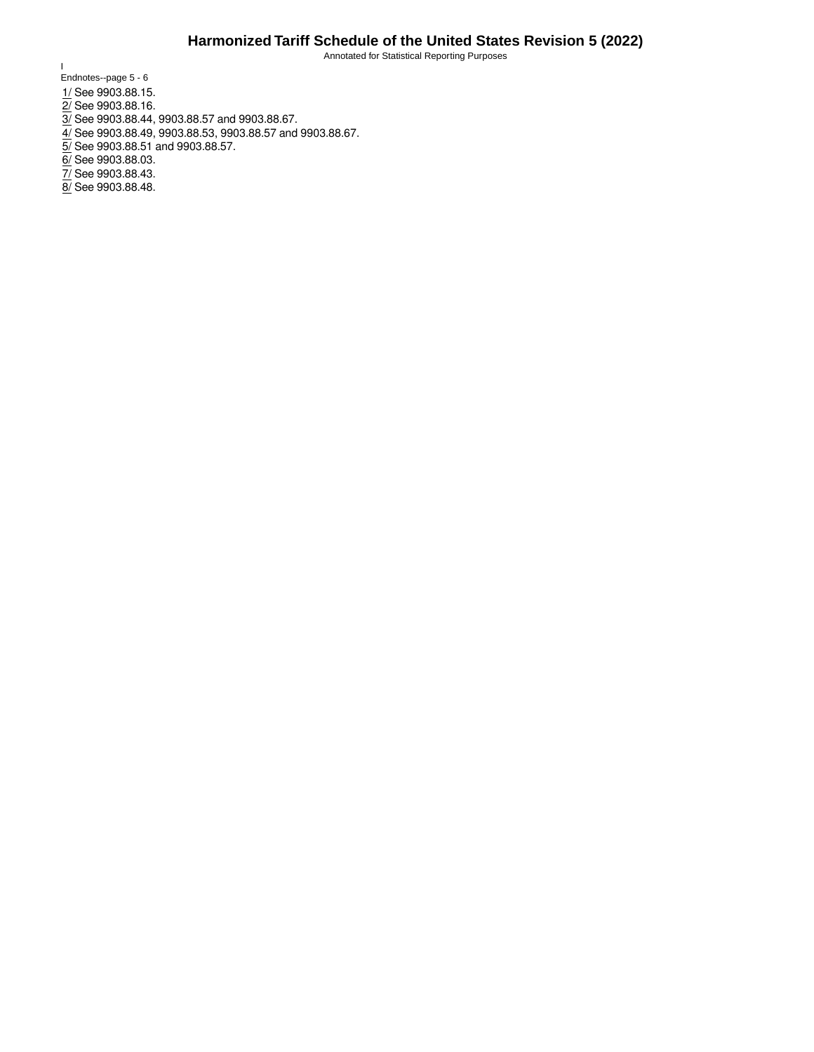Endnotes--page 5 - 6

1/ See 9903.88.15.

2/ See 9903.88.16.

3/ See 9903.88.44, 9903.88.57 and 9903.88.67.

4/ See 9903.88.49, 9903.88.53, 9903.88.57 and 9903.88.67.

5/ See 9903.88.51 and 9903.88.57.

6/ See 9903.88.03.

7/ See 9903.88.43.

8/ See 9903.88.48.